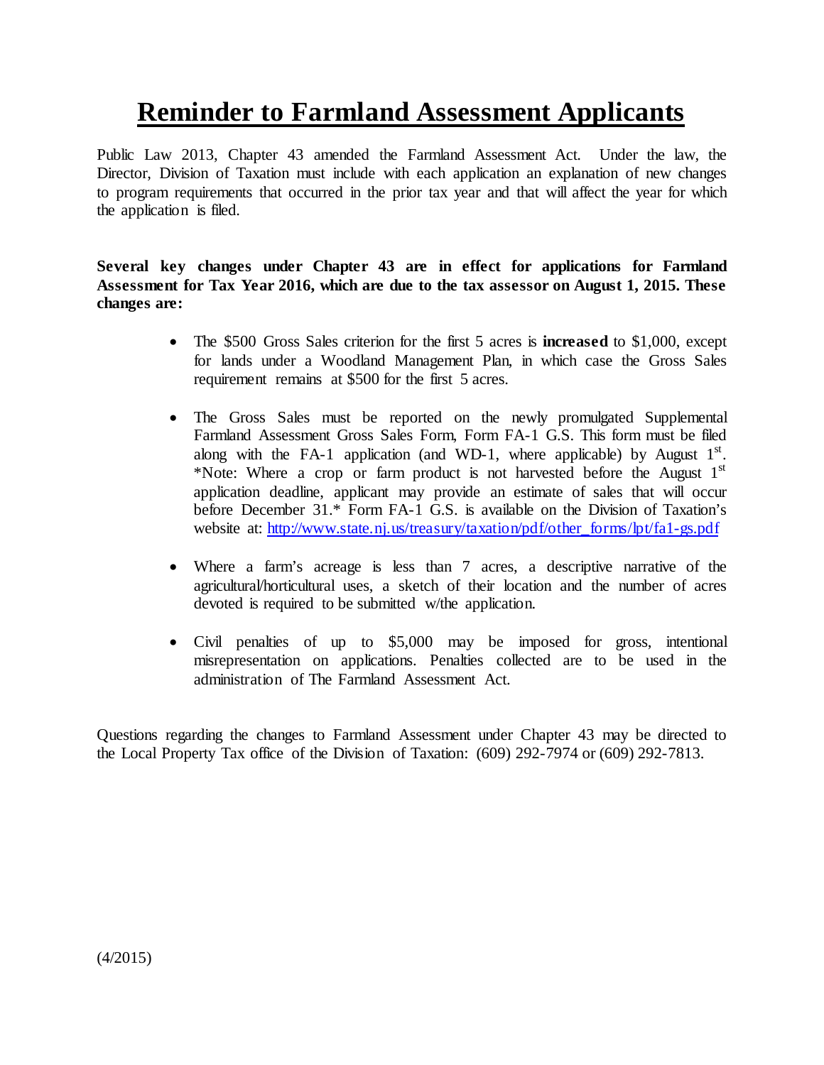# Reminder to Farmland Assessment Applicants

Public Law 2013, Chapter 43 amended the Farmland Assessment Act. Under the law, the Director, Division of Taxation must include with each application an explanation of new changes to program requirements that occurred in the prior tax year and that will affect the year for which the application is filed.

**Several key changes under Chapter 43 are in effect for applications for Farmland Assessment for Tax Year 2016, which are due to the tax assessor on August 1, 2015. These changes are:**

- The $500 Gross Sales criterion for the first 5 acres is **increased** to $1,000, except for lands under a Woodland Management Plan, in which case the Gross Sales requirement remains at $500 for the first 5 acres.
- The Gross Sales must be reported on the newly promulgated Supplemental Farmland Assessment Gross Sales Form, Form FA-1 G.S. This form must be filed along with the FA-1 application (and WD-1, where applicable) by August 1st. *Note: Where a crop or farm product is not harvested before the August 1st application deadline, applicant may provide an estimate of sales that will occur before December 31.* Form FA-1 G.S. is available on the Division of Taxation's website at: [http://www.state.nj.us/treasury/taxation/pdf/other_forms/lpt/fa1-gs.pdf](http://www.state.nj.us/treasury/taxation/pdf/other_forms/lpt/fa1-gs.pdf)
- Where a farm's acreage is less than 7 acres, a descriptive narrative of the agricultural/horticultural uses, a sketch of their location and the number of acres devoted is required to be submitted w/the application.
- Civil penalties of up to $5,000 may be imposed for gross, intentional misrepresentation on applications. Penalties collected are to be used in the administration of The Farmland Assessment Act.

Questions regarding the changes to Farmland Assessment under Chapter 43 may be directed to the Local Property Tax office of the Division of Taxation: (609) 292-7974 or (609) 292-7813.

(4/2015)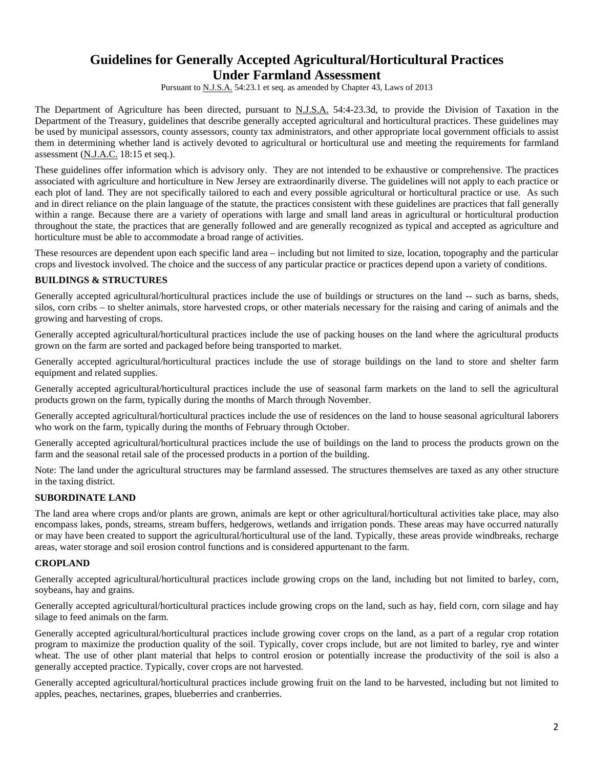# Guidelines for Generally Accepted Agricultural/Horticultural Practices Under Farmland Assessment

Pursuant to N.J.S.A. 54:23.1 et seq. as amended by Chapter 43, Laws of 2013

The Department of Agriculture has been directed, pursuant to N.J.S.A. 54:4-23.3d, to provide the Division of Taxation in the Department of the Treasury, guidelines that describe generally accepted agricultural and horticultural practices. These guidelines may be used by municipal assessors, county assessors, county tax administrators, and other appropriate local government officials to assist them in determining whether land is actively devoted to agricultural or horticultural use and meeting the requirements for farmland assessment (N.J.A.C. 18:15 et seq.).

These guidelines offer information which is advisory only. They are not intended to be exhaustive or comprehensive. The practices associated with agriculture and horticulture in New Jersey are extraordinarily diverse. The guidelines will not apply to each practice or each plot of land. They are not specifically tailored to each and every possible agricultural or horticultural practice or use. As such and in direct reliance on the plain language of the statute, the practices consistent with these guidelines are practices that fall generally within a range. Because there are a variety of operations with large and small land areas in agricultural or horticultural production throughout the state, the practices that are generally followed and are generally recognized as typical and accepted as agriculture and horticulture must be able to accommodate a broad range of activities.

These resources are dependent upon each specific land area – including but not limited to size, location, topography and the particular crops and livestock involved. The choice and the success of any particular practice or practices depend upon a variety of conditions.

### BUILDINGS & STRUCTURES

Generally accepted agricultural/horticultural practices include the use of buildings or structures on the land -- such as barns, sheds, silos, corn cribs – to shelter animals, store harvested crops, or other materials necessary for the raising and caring of animals and the growing and harvesting of crops.

Generally accepted agricultural/horticultural practices include the use of packing houses on the land where the agricultural products grown on the farm are sorted and packaged before being transported to market.

Generally accepted agricultural/horticultural practices include the use of storage buildings on the land to store and shelter farm equipment and related supplies.

Generally accepted agricultural/horticultural practices include the use of seasonal farm markets on the land to sell the agricultural products grown on the farm, typically during the months of March through November.

Generally accepted agricultural/horticultural practices include the use of residences on the land to house seasonal agricultural laborers who work on the farm, typically during the months of February through October.

Generally accepted agricultural/horticultural practices include the use of buildings on the land to process the products grown on the farm and the seasonal retail sale of the processed products in a portion of the building.

Note: The land under the agricultural structures may be farmland assessed. The structures themselves are taxed as any other structure in the taxing district.

### SUBORDINATE LAND

The land area where crops and/or plants are grown, animals are kept or other agricultural/horticultural activities take place, may also encompass lakes, ponds, streams, stream buffers, hedgerows, wetlands and irrigation ponds. These areas may have occurred naturally or may have been created to support the agricultural/horticultural use of the land. Typically, these areas provide windbreaks, recharge areas, water storage and soil erosion control functions and is considered appurtenant to the farm.

### CROPLAND

Generally accepted agricultural/horticultural practices include growing crops on the land, including but not limited to barley, corn, soybeans, hay and grains.

Generally accepted agricultural/horticultural practices include growing crops on the land, such as hay, field corn, corn silage and hay silage to feed animals on the farm.

Generally accepted agricultural/horticultural practices include growing cover crops on the land, as a part of a regular crop rotation program to maximize the production quality of the soil. Typically, cover crops include, but are not limited to barley, rye and winter wheat. The use of other plant material that helps to control erosion or potentially increase the productivity of the soil is also a generally accepted practice. Typically, cover crops are not harvested.

Generally accepted agricultural/horticultural practices include growing fruit on the land to be harvested, including but not limited to apples, peaches, nectarines, grapes, blueberries and cranberries.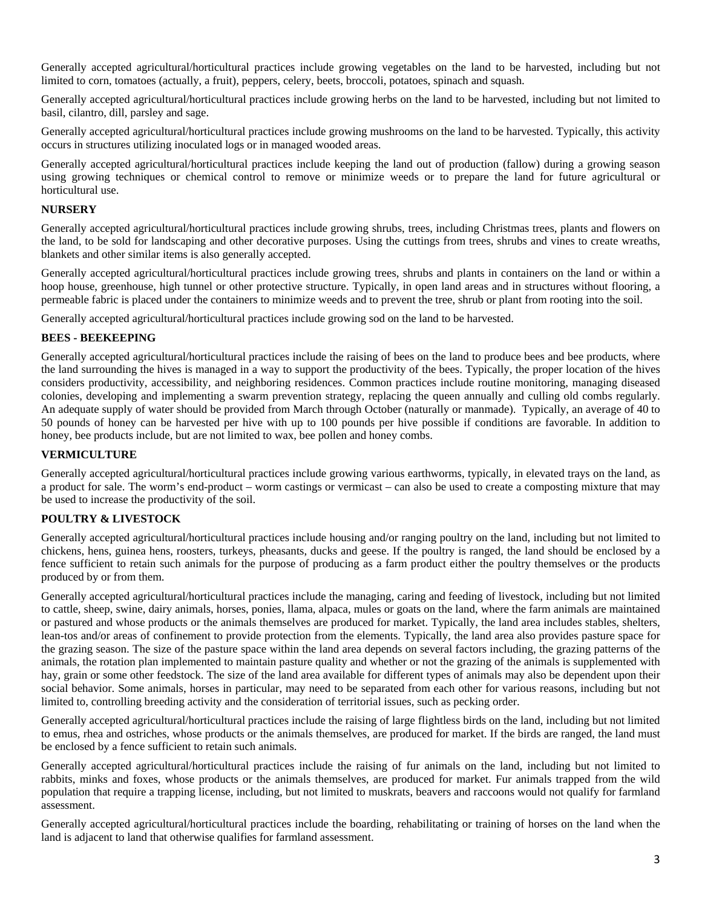Generally accepted agricultural/horticultural practices include growing vegetables on the land to be harvested, including but not limited to corn, tomatoes (actually, a fruit), peppers, celery, beets, broccoli, potatoes, spinach and squash.

Generally accepted agricultural/horticultural practices include growing herbs on the land to be harvested, including but not limited to basil, cilantro, dill, parsley and sage.

Generally accepted agricultural/horticultural practices include growing mushrooms on the land to be harvested. Typically, this activity occurs in structures utilizing inoculated logs or in managed wooded areas.

Generally accepted agricultural/horticultural practices include keeping the land out of production (fallow) during a growing season using growing techniques or chemical control to remove or minimize weeds or to prepare the land for future agricultural or horticultural use.

**NURSERY**

Generally accepted agricultural/horticultural practices include growing shrubs, trees, including Christmas trees, plants and flowers on the land, to be sold for landscaping and other decorative purposes. Using the cuttings from trees, shrubs and vines to create wreaths, blankets and other similar items is also generally accepted.

Generally accepted agricultural/horticultural practices include growing trees, shrubs and plants in containers on the land or within a hoop house, greenhouse, high tunnel or other protective structure. Typically, in open land areas and in structures without flooring, a permeable fabric is placed under the containers to minimize weeds and to prevent the tree, shrub or plant from rooting into the soil.

Generally accepted agricultural/horticultural practices include growing sod on the land to be harvested.

**BEES - BEEKEEPING**

Generally accepted agricultural/horticultural practices include the raising of bees on the land to produce bees and bee products, where the land surrounding the hives is managed in a way to support the productivity of the bees. Typically, the proper location of the hives considers productivity, accessibility, and neighboring residences. Common practices include routine monitoring, managing diseased colonies, developing and implementing a swarm prevention strategy, replacing the queen annually and culling old combs regularly. An adequate supply of water should be provided from March through October (naturally or manmade). Typically, an average of 40 to 50 pounds of honey can be harvested per hive with up to 100 pounds per hive possible if conditions are favorable. In addition to honey, bee products include, but are not limited to wax, bee pollen and honey combs.

**VERMICULTURE**

Generally accepted agricultural/horticultural practices include growing various earthworms, typically, in elevated trays on the land, as a product for sale. The worm's end-product – worm castings or vermicast – can also be used to create a composting mixture that may be used to increase the productivity of the soil.

**POULTRY & LIVESTOCK**

Generally accepted agricultural/horticultural practices include housing and/or ranging poultry on the land, including but not limited to chickens, hens, guinea hens, roosters, turkeys, pheasants, ducks and geese. If the poultry is ranged, the land should be enclosed by a fence sufficient to retain such animals for the purpose of producing as a farm product either the poultry themselves or the products produced by or from them.

Generally accepted agricultural/horticultural practices include the managing, caring and feeding of livestock, including but not limited to cattle, sheep, swine, dairy animals, horses, ponies, llama, alpaca, mules or goats on the land, where the farm animals are maintained or pastured and whose products or the animals themselves are produced for market. Typically, the land area includes stables, shelters, lean-tos and/or areas of confinement to provide protection from the elements. Typically, the land area also provides pasture space for the grazing season. The size of the pasture space within the land area depends on several factors including, the grazing patterns of the animals, the rotation plan implemented to maintain pasture quality and whether or not the grazing of the animals is supplemented with hay, grain or some other feedstock. The size of the land area available for different types of animals may also be dependent upon their social behavior. Some animals, horses in particular, may need to be separated from each other for various reasons, including but not limited to, controlling breeding activity and the consideration of territorial issues, such as pecking order.

Generally accepted agricultural/horticultural practices include the raising of large flightless birds on the land, including but not limited to emus, rhea and ostriches, whose products or the animals themselves, are produced for market. If the birds are ranged, the land must be enclosed by a fence sufficient to retain such animals.

Generally accepted agricultural/horticultural practices include the raising of fur animals on the land, including but not limited to rabbits, minks and foxes, whose products or the animals themselves, are produced for market. Fur animals trapped from the wild population that require a trapping license, including, but not limited to muskrats, beavers and raccoons would not qualify for farmland assessment.

Generally accepted agricultural/horticultural practices include the boarding, rehabilitating or training of horses on the land when the land is adjacent to land that otherwise qualifies for farmland assessment.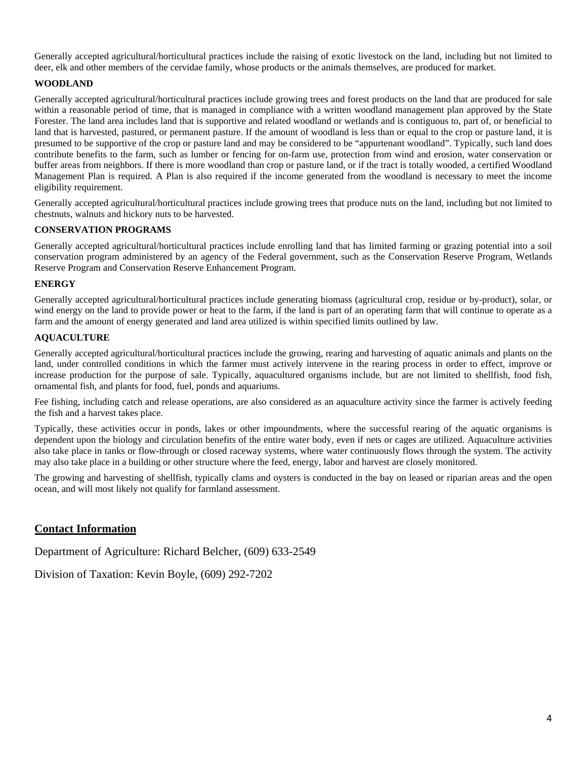Generally accepted agricultural/horticultural practices include the raising of exotic livestock on the land, including but not limited to deer, elk and other members of the cervidae family, whose products or the animals themselves, are produced for market.

**WOODLAND**

Generally accepted agricultural/horticultural practices include growing trees and forest products on the land that are produced for sale within a reasonable period of time, that is managed in compliance with a written woodland management plan approved by the State Forester. The land area includes land that is supportive and related woodland or wetlands and is contiguous to, part of, or beneficial to land that is harvested, pastured, or permanent pasture. If the amount of woodland is less than or equal to the crop or pasture land, it is presumed to be supportive of the crop or pasture land and may be considered to be "appurtenant woodland". Typically, such land does contribute benefits to the farm, such as lumber or fencing for on-farm use, protection from wind and erosion, water conservation or buffer areas from neighbors. If there is more woodland than crop or pasture land, or if the tract is totally wooded, a certified Woodland Management Plan is required. A Plan is also required if the income generated from the woodland is necessary to meet the income eligibility requirement.

Generally accepted agricultural/horticultural practices include growing trees that produce nuts on the land, including but not limited to chestnuts, walnuts and hickory nuts to be harvested.

**CONSERVATION PROGRAMS**

Generally accepted agricultural/horticultural practices include enrolling land that has limited farming or grazing potential into a soil conservation program administered by an agency of the Federal government, such as the Conservation Reserve Program, Wetlands Reserve Program and Conservation Reserve Enhancement Program.

**ENERGY**

Generally accepted agricultural/horticultural practices include generating biomass (agricultural crop, residue or by-product), solar, or wind energy on the land to provide power or heat to the farm, if the land is part of an operating farm that will continue to operate as a farm and the amount of energy generated and land area utilized is within specified limits outlined by law.

**AQUACULTURE**

Generally accepted agricultural/horticultural practices include the growing, rearing and harvesting of aquatic animals and plants on the land, under controlled conditions in which the farmer must actively intervene in the rearing process in order to effect, improve or increase production for the purpose of sale. Typically, aquacultured organisms include, but are not limited to shellfish, food fish, ornamental fish, and plants for food, fuel, ponds and aquariums.

Fee fishing, including catch and release operations, are also considered as an aquaculture activity since the farmer is actively feeding the fish and a harvest takes place.

Typically, these activities occur in ponds, lakes or other impoundments, where the successful rearing of the aquatic organisms is dependent upon the biology and circulation benefits of the entire water body, even if nets or cages are utilized. Aquaculture activities also take place in tanks or flow-through or closed raceway systems, where water continuously flows through the system. The activity may also take place in a building or other structure where the feed, energy, labor and harvest are closely monitored.

The growing and harvesting of shellfish, typically clams and oysters is conducted in the bay on leased or riparian areas and the open ocean, and will most likely not qualify for farmland assessment.

## Contact Information

Department of Agriculture: Richard Belcher, (609) 633-2549

Division of Taxation: Kevin Boyle, (609) 292-7202